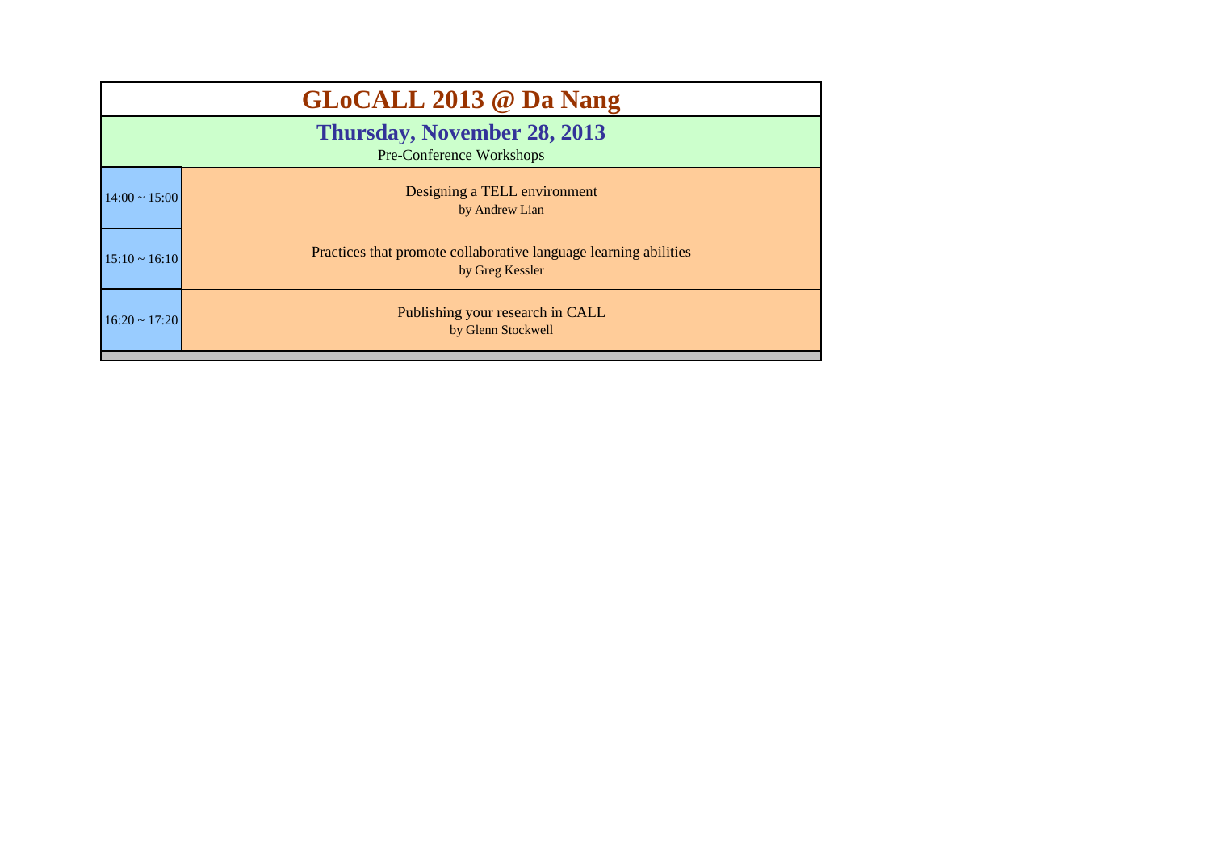# GLoCALL 2013 @ Da Nang

## Thursday, November 28, 2013

Pre-Conference Workshops

| Time | Workshop |
|---|---|
| 14:00 ~ 15:00 | Designing a TELL environment<br>by Andrew Lian |
| 15:10 ~ 16:10 | Practices that promote collaborative language learning abilities<br>by Greg Kessler |
| 16:20 ~ 17:20 | Publishing your research in CALL<br>by Glenn Stockwell |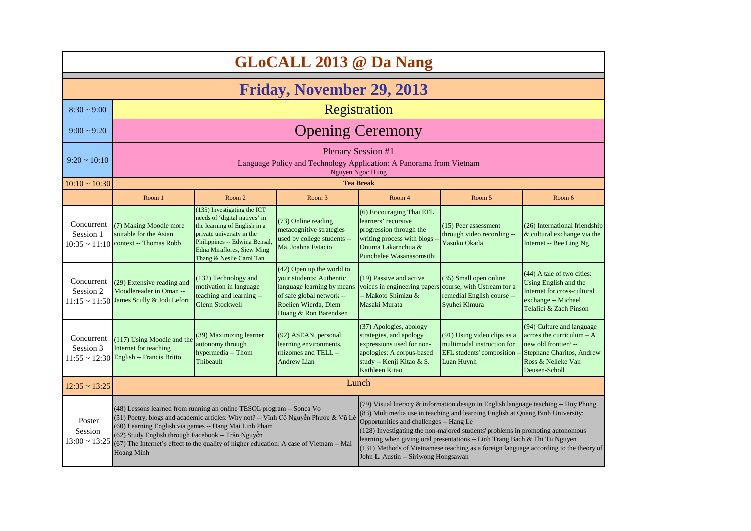# GLoCALL 2013 @ Da Nang

## Friday, November 29, 2013

| Time | Room 1 | Room 2 | Room 3 | Room 4 | Room 5 | Room 6 |
|---|---|---|---|---|---|---|
| 8:30 ~ 9:00 | Registration | | | | | |
| 9:00 ~ 9:20 | Opening Ceremony | | | | | |
| 9:20 ~ 10:10 | Plenary Session #1<br>Language Policy and Technology Application: A Panorama from Vietnam<br>Nguyen Ngoc Hung | | | | | |
| 10:10 ~ 10:30 | **Tea Break** | | | | | |
| | Room 1 | Room 2 | Room 3 | Room 4 | Room 5 | Room 6 |
| Concurrent Session 1<br>10:35 ~ 11:10 | (7) Making Moodle more suitable for the Asian context -- Thomas Robb | (135) Investigating the ICT needs of 'digital natives' in the learning of English in a private university in the Philippines -- Edwina Bensal, Edna Miraflores, Siew Ming Thang & Neslie Carol Tan | (73) Online reading metacognitive strategies used by college students -- Ma. Joahna Estacio | (6) Encouraging Thai EFL learners' recursive progression through the writing process with blogs -- Onuma Lakarnchua & Punchalee Wasanasomsithi | (15) Peer assessment through video recording -- Yasuko Okada | (26) International friendship & cultural exchange via the Internet -- Bee Ling Ng |
| Concurrent Session 2<br>11:15 ~ 11:50 | (29) Extensive reading and Moodlereader in Oman -- James Scully & Jodi Lefort | (132) Technology and motivation in language teaching and learning -- Glenn Stockwell | (42) Open up the world to your students: Authentic language learning by means of safe global network -- Roelien Wierda, Diem Hoang & Ron Barendsen | (19) Passive and active voices in engineering papers -- Makoto Shimizu & Masaki Murata | (35) Small open online course, with Ustream for a remedial English course -- Syuhei Kimura | (44) A tale of two cities: Using English and the Internet for cross-cultural exchange -- Michael Telafici & Zach Pinson |
| Concurrent Session 3<br>11:55 ~ 12:30 | (117) Using Moodle and the Internet for teaching English -- Francis Britto | (39) Maximizing learner autonomy through hypermedia -- Thom Thibeault | (92) ASEAN, personal learning environments, rhizomes and TELL -- Andrew Lian | (37) Apologies, apology strategies, and apology expressions used for non-apologies: A corpus-based study -- Kenji Kitao & S. Kathleen Kitao | (91) Using video clips as a multimodal instruction for EFL students' composition -- Luan Huynh | (94) Culture and language across the curriculum – A new old frontier? -- Stephane Charitos, Andrew Ross & Nelleke Van Deusen-Scholl |
| 12:35 ~ 13:25 | Lunch | | | | | |
| Poster Session<br>13:00 ~ 13:25 | (48) Lessons learned from running an online TESOL program -- Sonca Vo<br>(51) Poetry, blogs and academic articles: Why not? -- Vĩnh Cố Nguyễn Phước & Vũ Lê<br>(60) Learning English via games -- Dang Mai Linh Pham<br>(62) Study English through Facebook -- Trân Nguyễn<br>(67) The Internet's effect to the quality of higher education: A case of Vietnam -- Mai Hoang Minh | | | (79) Visual literacy & information design in English language teaching -- Huy Phung<br>(83) Multimedia use in teaching and learning English at Quang Binh University: Opportunities and challenges -- Hang Le<br>(128) Investigating the non-majored students' problems in promoting autonomous learning when giving oral presentations -- Linh Trang Bach & Thi Tu Nguyen<br>(131) Methods of Vietnamese teaching as a foreign language according to the theory of John L. Austin -- Siriwong Hongsawan | | |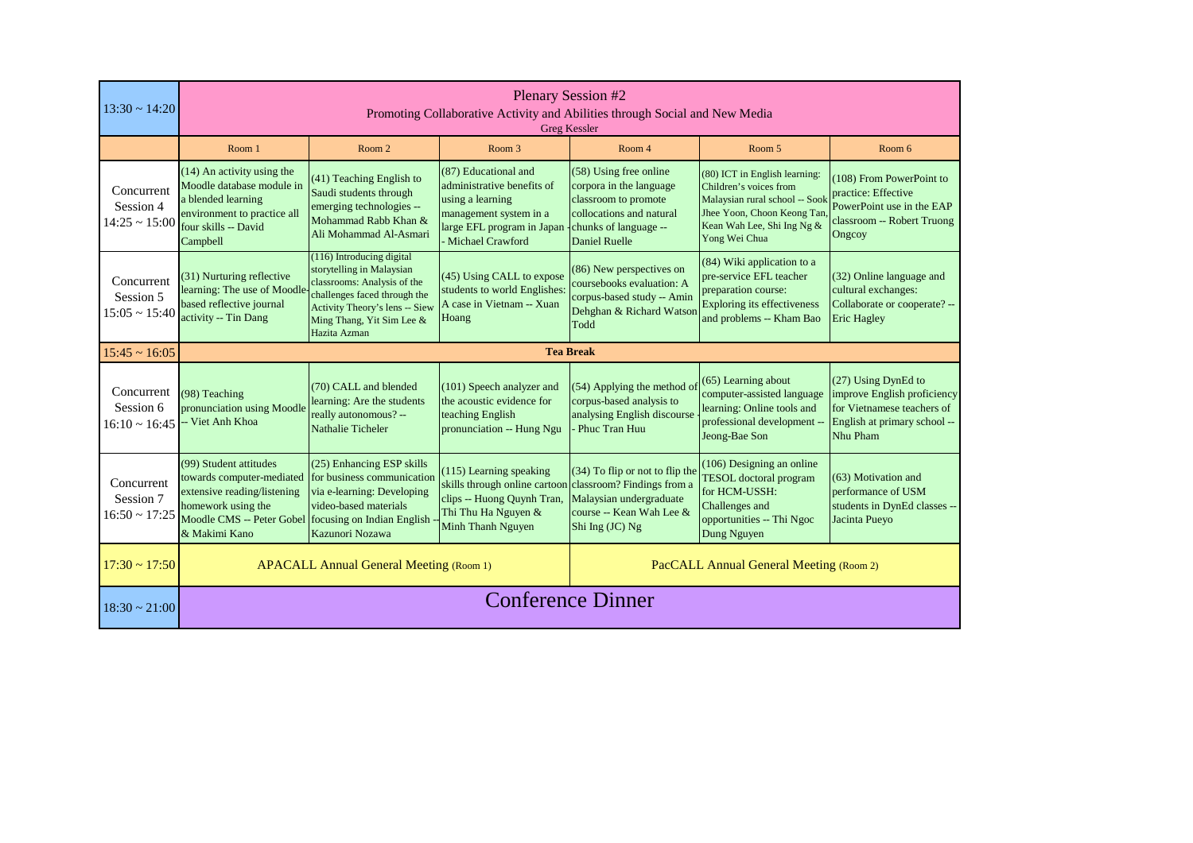| 13:30 ~ 14:20 | Plenary Session #2<br>Promoting Collaborative Activity and Abilities through Social and New Media<br>Greg Kessler | | | | | |
|---|---|---|---|---|---|---|
| | Room 1 | Room 2 | Room 3 | Room 4 | Room 5 | Room 6 |
| Concurrent Session 4<br>14:25 ~ 15:00 | (14) An activity using the Moodle database module in a blended learning environment to practice all four skills -- David Campbell | (41) Teaching English to Saudi students through emerging technologies -- Mohammad Rabb Khan & Ali Mohammad Al-Asmari | (87) Educational and administrative benefits of using a learning management system in a large EFL program in Japan -- Michael Crawford | (58) Using free online corpora in the language classroom to promote collocations and natural chunks of language -- Daniel Ruelle | (80) ICT in English learning: Children's voices from Malaysian rural school -- Sook Jhee Yoon, Choon Keong Tan, Kean Wah Lee, Shi Ing Ng & Yong Wei Chua | (108) From PowerPoint to practice: Effective PowerPoint use in the EAP classroom -- Robert Truong Ongcoy |
| Concurrent Session 5<br>15:05 ~ 15:40 | (31) Nurturing reflective learning: The use of Moodle-based reflective journal activity -- Tin Dang | (116) Introducing digital storytelling in Malaysian classrooms: Analysis of the challenges faced through the Activity Theory's lens -- Siew Ming Thang, Yit Sim Lee & Hazita Azman | (45) Using CALL to expose students to world Englishes: A case in Vietnam -- Xuan Hoang | (86) New perspectives on coursebooks evaluation: A corpus-based study -- Amin Dehghan & Richard Watson Todd | (84) Wiki application to a pre-service EFL teacher preparation course: Exploring its effectiveness and problems -- Kham Bao | (32) Online language and cultural exchanges: Collaborate or cooperate? -- Eric Hagley |
| 15:45 ~ 16:05 | **Tea Break** | | | | | |
| Concurrent Session 6<br>16:10 ~ 16:45 | (98) Teaching pronunciation using Moodle -- Viet Anh Khoa | (70) CALL and blended learning: Are the students really autonomous? -- Nathalie Ticheler | (101) Speech analyzer and the acoustic evidence for teaching English pronunciation -- Hung Ngu | (54) Applying the method of corpus-based analysis to analysing English discourse -- Phuc Tran Huu | (65) Learning about computer-assisted language learning: Online tools and professional development -- Jeong-Bae Son | (27) Using DynEd to improve English proficiency for Vietnamese teachers of English at primary school -- Nhu Pham |
| Concurrent Session 7<br>16:50 ~ 17:25 | (99) Student attitudes towards computer-mediated extensive reading/listening homework using the Moodle CMS -- Peter Gobel & Makimi Kano | (25) Enhancing ESP skills for business communication via e-learning: Developing video-based materials focusing on Indian English -- Kazunori Nozawa | (115) Learning speaking skills through online cartoon clips -- Huong Quynh Tran, Thi Thu Ha Nguyen & Minh Thanh Nguyen | (34) To flip or not to flip the classroom? Findings from a Malaysian undergraduate course -- Kean Wah Lee & Shi Ing (JC) Ng | (106) Designing an online TESOL doctoral program for HCM-USSH: Challenges and opportunities -- Thi Ngoc Dung Nguyen | (63) Motivation and performance of USM students in DynEd classes -- Jacinta Pueyo |
| 17:30 ~ 17:50 | APACALL Annual General Meeting (Room 1) | | | PacCALL Annual General Meeting (Room 2) | | |
| 18:30 ~ 21:00 | Conference Dinner | | | | | |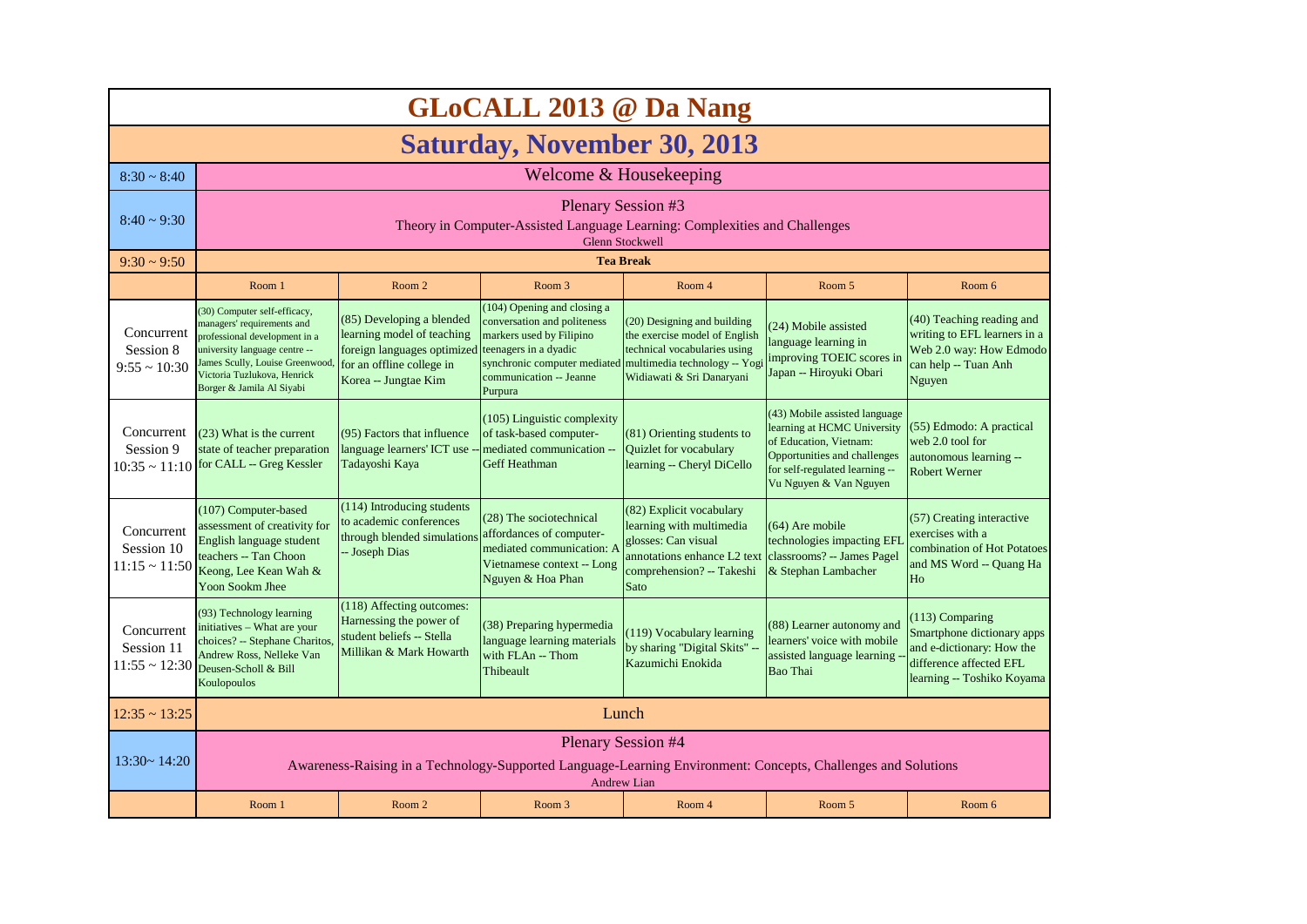# GLoCALL 2013 @ Da Nang

## Saturday, November 30, 2013

| | Room 1 | Room 2 | Room 3 | Room 4 | Room 5 | Room 6 |
|---|---|---|---|---|---|---|
| 8:30 ~ 8:40 | Welcome & Housekeeping | | | | | |
| 8:40 ~ 9:30 | Plenary Session #3<br>Theory in Computer-Assisted Language Learning: Complexities and Challenges<br>Glenn Stockwell | | | | | |
| 9:30 ~ 9:50 | **Tea Break** | | | | | |
| Concurrent Session 8<br>9:55 ~ 10:30 | (30) Computer self-efficacy, managers' requirements and professional development in a university language centre -- James Scully, Louise Greenwood, Victoria Tuzlukova, Henrick Borger & Jamila Al Siyabi | (85) Developing a blended learning model of teaching foreign languages optimized for an offline college in Korea -- Jungtae Kim | (104) Opening and closing a conversation and politeness markers used by Filipino teenagers in a dyadic synchronic computer mediated communication -- Jeanne Purpura | (20) Designing and building the exercise model of English technical vocabularies using multimedia technology -- Yogi Widiawati & Sri Danaryani | (24) Mobile assisted language learning in improving TOEIC scores in Japan -- Hiroyuki Obari | (40) Teaching reading and writing to EFL learners in a Web 2.0 way: How Edmodo can help -- Tuan Anh Nguyen |
| Concurrent Session 9<br>10:35 ~ 11:10 | (23) What is the current state of teacher preparation for CALL -- Greg Kessler | (95) Factors that influence language learners' ICT use -- Tadayoshi Kaya | (105) Linguistic complexity of task-based computer-mediated communication -- Geff Heathman | (81) Orienting students to Quizlet for vocabulary learning -- Cheryl DiCello | (43) Mobile assisted language learning at HCMC University of Education, Vietnam: Opportunities and challenges for self-regulated learning -- Vu Nguyen & Van Nguyen | (55) Edmodo: A practical web 2.0 tool for autonomous learning -- Robert Werner |
| Concurrent Session 10<br>11:15 ~ 11:50 | (107) Computer-based assessment of creativity for English language student teachers -- Tan Choon Keong, Lee Kean Wah & Yoon Sookm Jhee | (114) Introducing students to academic conferences through blended simulations -- Joseph Dias | (28) The sociotechnical affordances of computer-mediated communication: A Vietnamese context -- Long Nguyen & Hoa Phan | (82) Explicit vocabulary learning with multimedia glosses: Can visual annotations enhance L2 text comprehension? -- Takeshi Sato | (64) Are mobile technologies impacting EFL classrooms? -- James Pagel & Stephan Lambacher | (57) Creating interactive exercises with a combination of Hot Potatoes and MS Word -- Quang Ha Ho |
| Concurrent Session 11<br>11:55 ~ 12:30 | (93) Technology learning initiatives – What are your choices? -- Stephane Charitos, Andrew Ross, Nelleke Van Deusen-Scholl & Bill Koulopoulos | (118) Affecting outcomes: Harnessing the power of student beliefs -- Stella Millikan & Mark Howarth | (38) Preparing hypermedia language learning materials with FLAn -- Thom Thibeault | (119) Vocabulary learning by sharing "Digital Skits" -- Kazumichi Enokida | (88) Learner autonomy and learners' voice with mobile assisted language learning -- Bao Thai | (113) Comparing Smartphone dictionary apps and e-dictionary: How the difference affected EFL learning -- Toshiko Koyama |
| 12:35 ~ 13:25 | Lunch | | | | | |
| 13:30~ 14:20 | Plenary Session #4<br>Awareness-Raising in a Technology-Supported Language-Learning Environment: Concepts, Challenges and Solutions<br>Andrew Lian | | | | | |
| | Room 1 | Room 2 | Room 3 | Room 4 | Room 5 | Room 6 |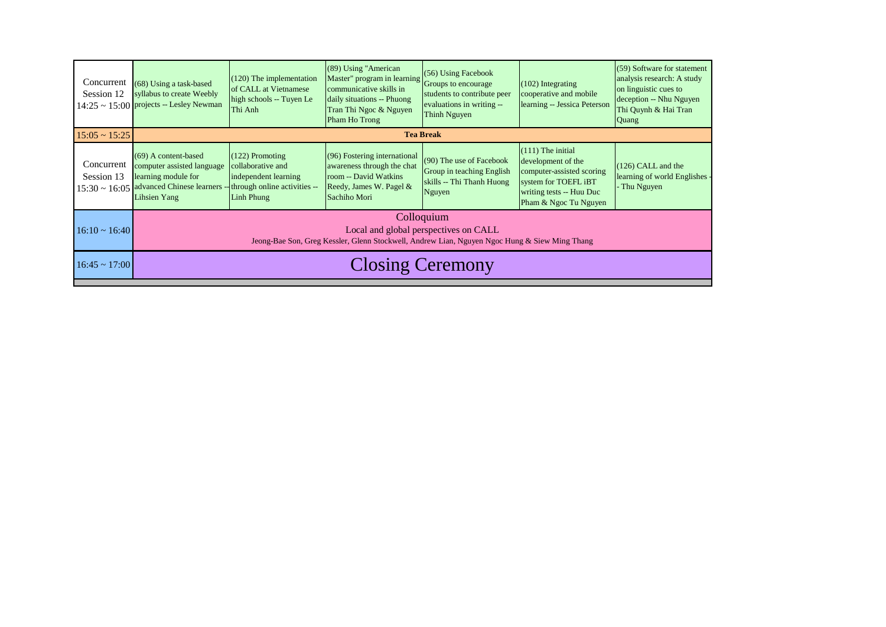| | | | | | | |
|---|---|---|---|---|---|---|
| Concurrent Session 12 14:25 ~ 15:00 | (68) Using a task-based syllabus to create Weebly projects -- Lesley Newman | (120) The implementation of CALL at Vietnamese high schools -- Tuyen Le Thi Anh | (89) Using "American Master" program in learning communicative skills in daily situations -- Phuong Tran Thi Ngoc & Nguyen Pham Ho Trong | (56) Using Facebook Groups to encourage students to contribute peer evaluations in writing -- Thinh Nguyen | (102) Integrating cooperative and mobile learning -- Jessica Peterson | (59) Software for statement analysis research: A study on linguistic cues to deception -- Nhu Nguyen Thi Quynh & Hai Tran Quang |
| 15:05 ~ 15:25 | **Tea Break** | | | | | |
| Concurrent Session 13 15:30 ~ 16:05 | (69) A content-based computer assisted language learning module for advanced Chinese learners -- Lihsien Yang | (122) Promoting collaborative and independent learning through online activities -- Linh Phung | (96) Fostering international awareness through the chat room -- David Watkins Reedy, James W. Pagel & Sachiho Mori | (90) The use of Facebook Group in teaching English skills -- Thi Thanh Huong Nguyen | (111) The initial development of the computer-assisted scoring system for TOEFL iBT writing tests -- Huu Duc Pham & Ngoc Tu Nguyen | (126) CALL and the learning of world Englishes -- Thu Nguyen |
| 16:10 ~ 16:40 | Colloquium<br>Local and global perspectives on CALL<br>Jeong-Bae Son, Greg Kessler, Glenn Stockwell, Andrew Lian, Nguyen Ngoc Hung & Siew Ming Thang | | | | | |
| 16:45 ~ 17:00 | Closing Ceremony | | | | | |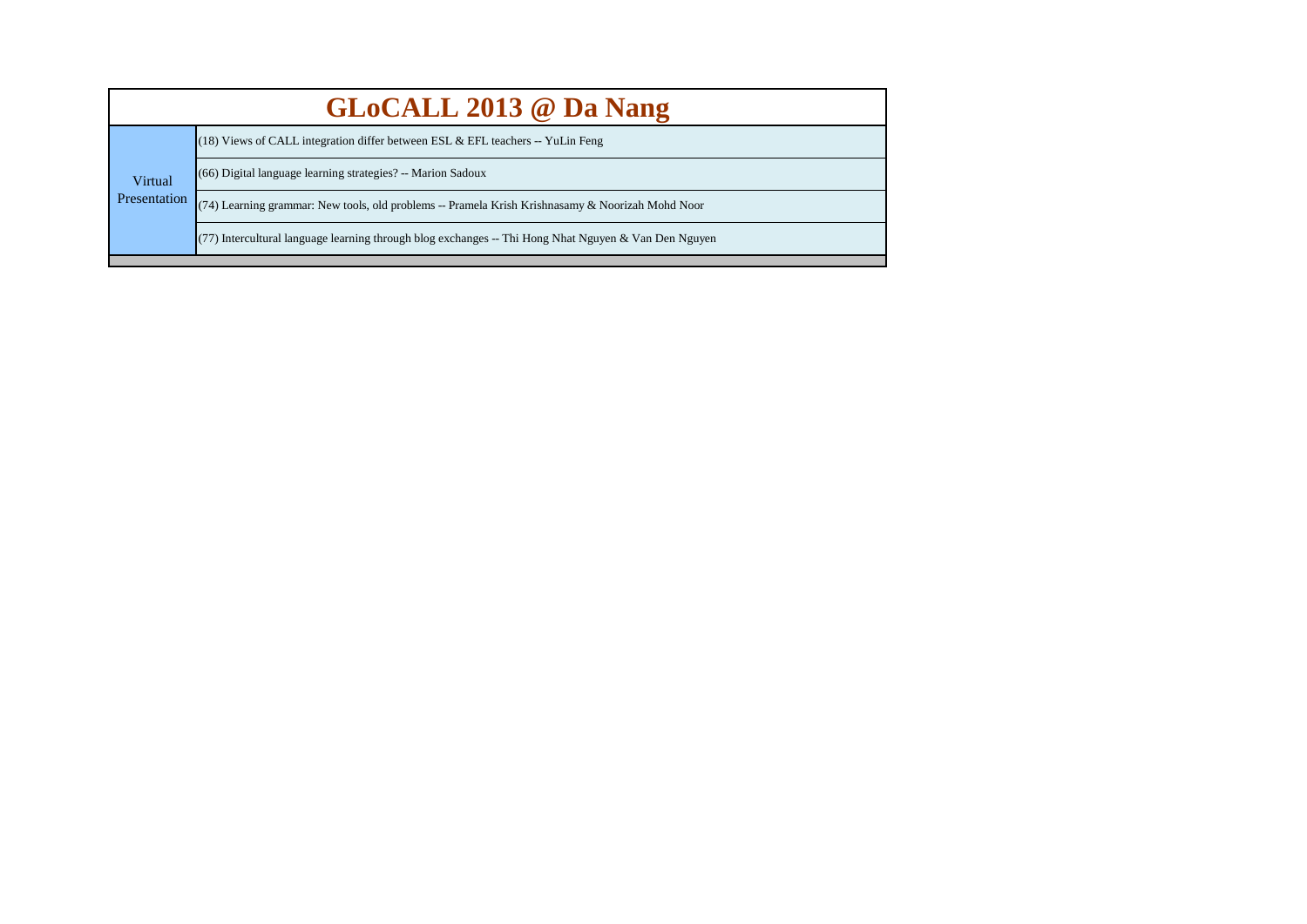# GLoCALL 2013 @ Da Nang

| | |
|---|---|
| Virtual Presentation | (18) Views of CALL integration differ between ESL & EFL teachers -- YuLin Feng |
| | (66) Digital language learning strategies? -- Marion Sadoux |
| | (74) Learning grammar: New tools, old problems -- Pramela Krish Krishnasamy & Noorizah Mohd Noor |
| | (77) Intercultural language learning through blog exchanges -- Thi Hong Nhat Nguyen & Van Den Nguyen |